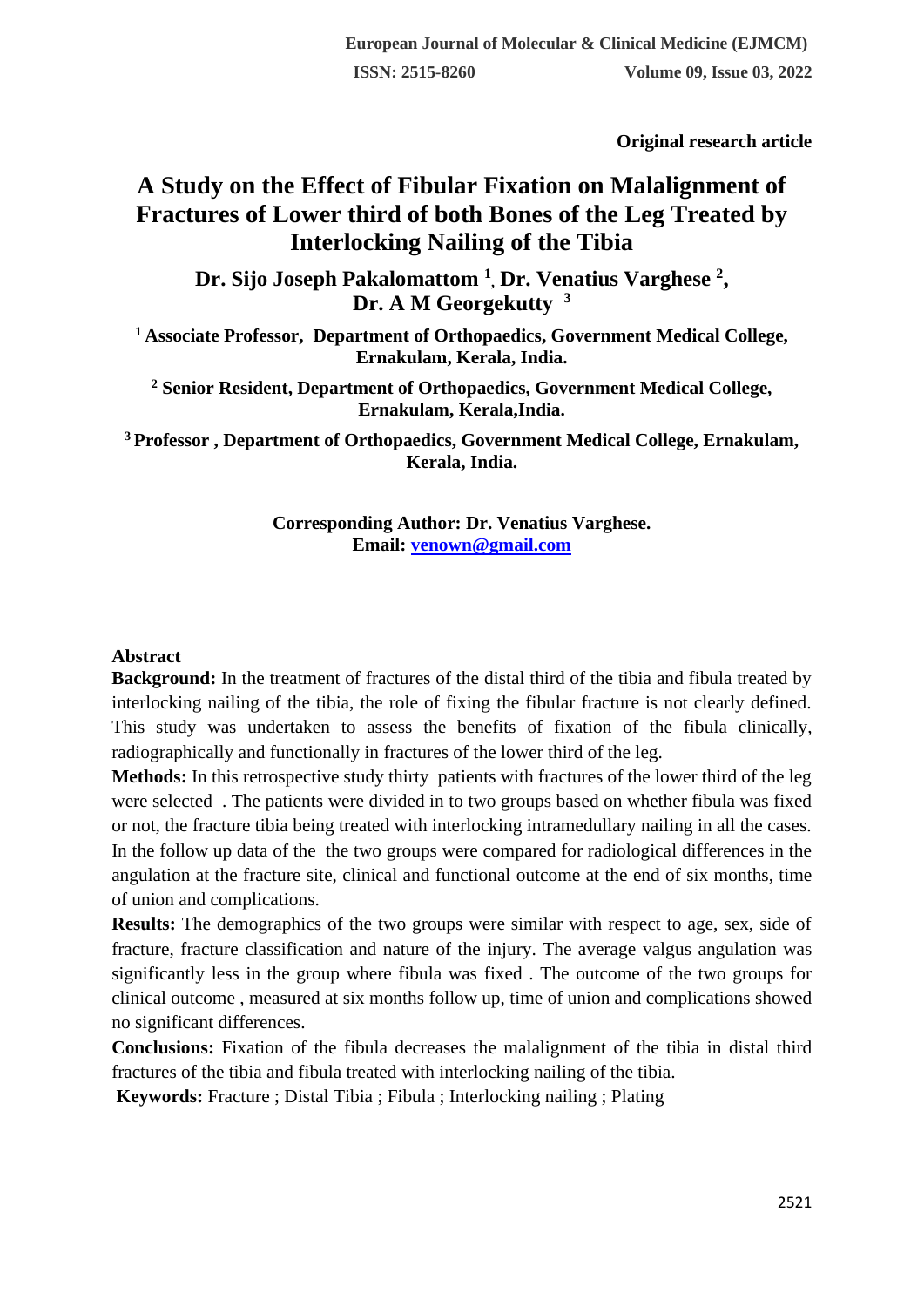**Original research article**

# A Study on the Effect of Fibular Fixation on Malalignment of Fractures of Lower third of both Bones of the Leg Treated by Interlocking Nailing of the Tibia

**Dr. Sijo Joseph Pakalomattom [1], Dr. Venatius Varghese [2], Dr. A M Georgekutty [3]**

**[1] Associate Professor, Department of Orthopaedics, Government Medical College, Ernakulam, Kerala, India.**

**[2] Senior Resident, Department of Orthopaedics, Government Medical College, Ernakulam, Kerala,India.**

**[3] Professor , Department of Orthopaedics, Government Medical College, Ernakulam, Kerala, India.**

**Corresponding Author: Dr. Venatius Varghese.**
**Email: venown@gmail.com**

## Abstract

**Background:** In the treatment of fractures of the distal third of the tibia and fibula treated by interlocking nailing of the tibia, the role of fixing the fibular fracture is not clearly defined. This study was undertaken to assess the benefits of fixation of the fibula clinically, radiographically and functionally in fractures of the lower third of the leg.

**Methods:** In this retrospective study thirty patients with fractures of the lower third of the leg were selected . The patients were divided in to two groups based on whether fibula was fixed or not, the fracture tibia being treated with interlocking intramedullary nailing in all the cases. In the follow up data of the the two groups were compared for radiological differences in the angulation at the fracture site, clinical and functional outcome at the end of six months, time of union and complications.

**Results:** The demographics of the two groups were similar with respect to age, sex, side of fracture, fracture classification and nature of the injury. The average valgus angulation was significantly less in the group where fibula was fixed . The outcome of the two groups for clinical outcome , measured at six months follow up, time of union and complications showed no significant differences.

**Conclusions:** Fixation of the fibula decreases the malalignment of the tibia in distal third fractures of the tibia and fibula treated with interlocking nailing of the tibia.

**Keywords:** Fracture ; Distal Tibia ; Fibula ; Interlocking nailing ; Plating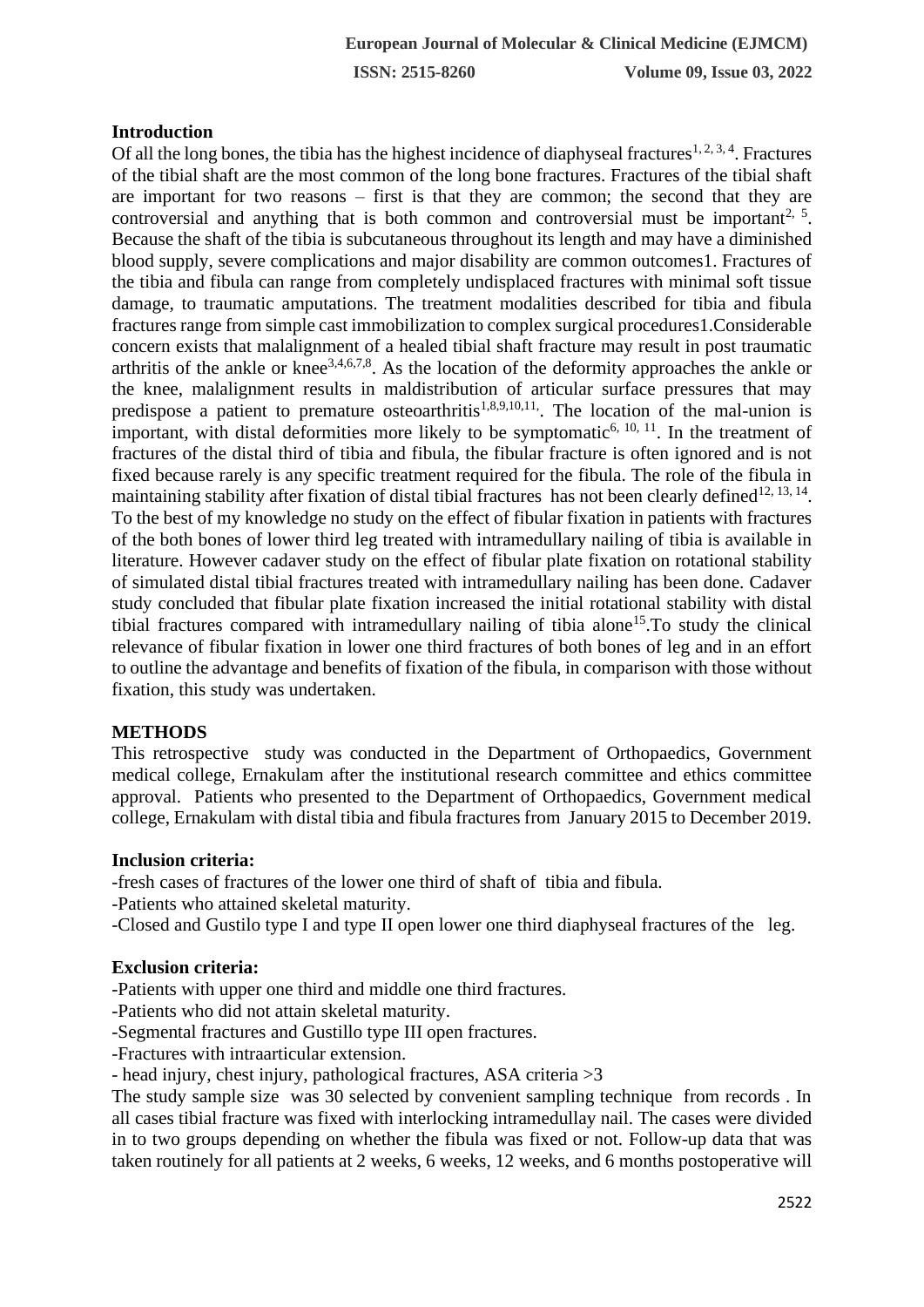## Introduction

Of all the long bones, the tibia has the highest incidence of diaphyseal fractures[1, 2, 3, 4]. Fractures of the tibial shaft are the most common of the long bone fractures. Fractures of the tibial shaft are important for two reasons – first is that they are common; the second that they are controversial and anything that is both common and controversial must be important[2, 5]. Because the shaft of the tibia is subcutaneous throughout its length and may have a diminished blood supply, severe complications and major disability are common outcomes1. Fractures of the tibia and fibula can range from completely undisplaced fractures with minimal soft tissue damage, to traumatic amputations. The treatment modalities described for tibia and fibula fractures range from simple cast immobilization to complex surgical procedures1.Considerable concern exists that malalignment of a healed tibial shaft fracture may result in post traumatic arthritis of the ankle or knee[3,4,6,7,8]. As the location of the deformity approaches the ankle or the knee, malalignment results in maldistribution of articular surface pressures that may predispose a patient to premature osteoarthritis[1,8,9,10,11,]. The location of the mal-union is important, with distal deformities more likely to be symptomatic[6, 10, 11]. In the treatment of fractures of the distal third of tibia and fibula, the fibular fracture is often ignored and is not fixed because rarely is any specific treatment required for the fibula. The role of the fibula in maintaining stability after fixation of distal tibial fractures has not been clearly defined[12, 13, 14]. To the best of my knowledge no study on the effect of fibular fixation in patients with fractures of the both bones of lower third leg treated with intramedullary nailing of tibia is available in literature. However cadaver study on the effect of fibular plate fixation on rotational stability of simulated distal tibial fractures treated with intramedullary nailing has been done. Cadaver study concluded that fibular plate fixation increased the initial rotational stability with distal tibial fractures compared with intramedullary nailing of tibia alone[15].To study the clinical relevance of fibular fixation in lower one third fractures of both bones of leg and in an effort to outline the advantage and benefits of fixation of the fibula, in comparison with those without fixation, this study was undertaken.

## METHODS

This retrospective study was conducted in the Department of Orthopaedics, Government medical college, Ernakulam after the institutional research committee and ethics committee approval. Patients who presented to the Department of Orthopaedics, Government medical college, Ernakulam with distal tibia and fibula fractures from January 2015 to December 2019.

### Inclusion criteria:

-fresh cases of fractures of the lower one third of shaft of tibia and fibula.

-Patients who attained skeletal maturity.

-Closed and Gustilo type I and type II open lower one third diaphyseal fractures of the leg.

### Exclusion criteria:

-Patients with upper one third and middle one third fractures.

-Patients who did not attain skeletal maturity.

-Segmental fractures and Gustillo type III open fractures.

-Fractures with intraarticular extension.

- head injury, chest injury, pathological fractures, ASA criteria >3

The study sample size was 30 selected by convenient sampling technique from records . In all cases tibial fracture was fixed with interlocking intramedullay nail. The cases were divided in to two groups depending on whether the fibula was fixed or not. Follow-up data that was taken routinely for all patients at 2 weeks, 6 weeks, 12 weeks, and 6 months postoperative will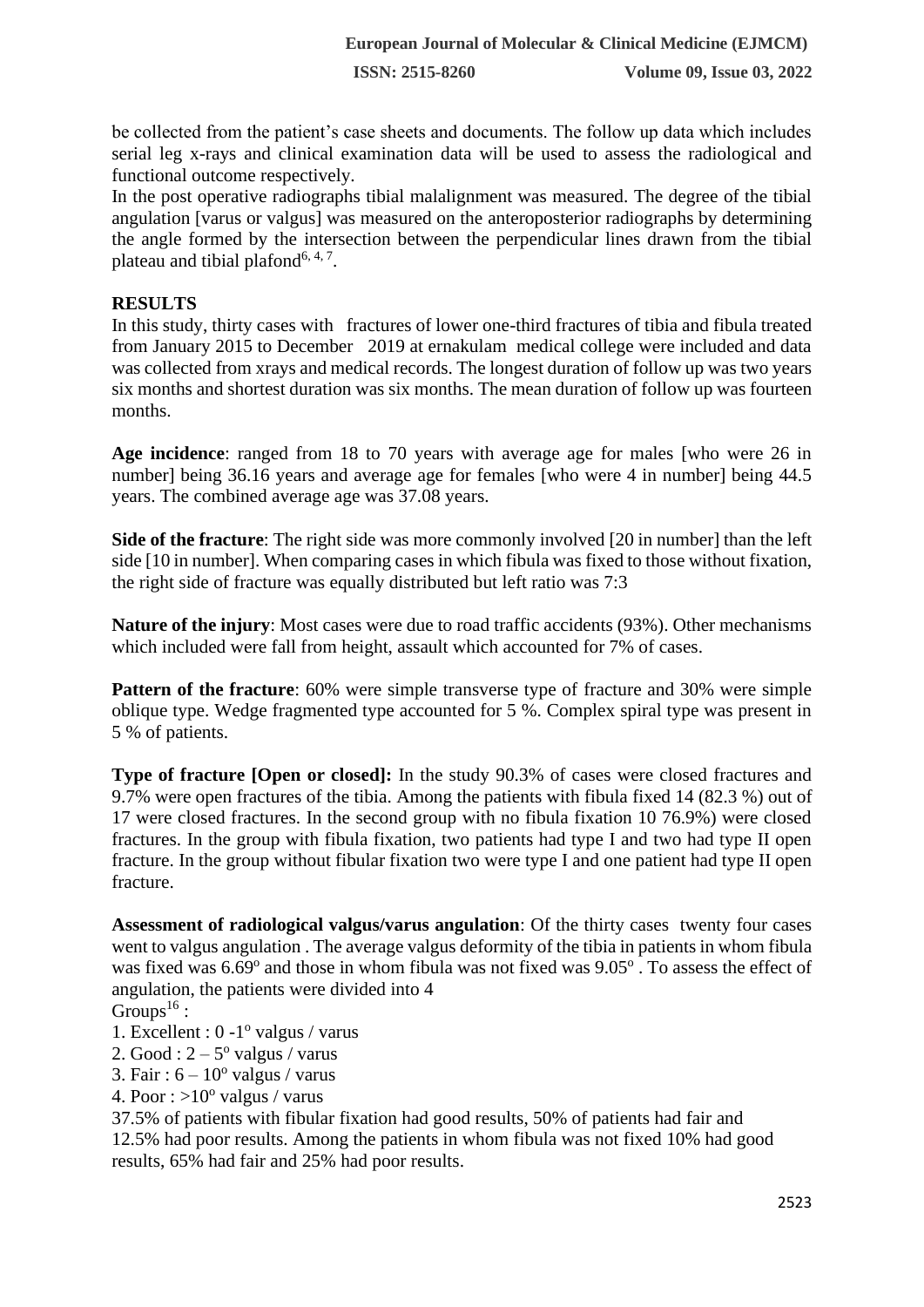be collected from the patient's case sheets and documents. The follow up data which includes serial leg x-rays and clinical examination data will be used to assess the radiological and functional outcome respectively.

In the post operative radiographs tibial malalignment was measured. The degree of the tibial angulation [varus or valgus] was measured on the anteroposterior radiographs by determining the angle formed by the intersection between the perpendicular lines drawn from the tibial plateau and tibial plafond[6, 4, 7].

## RESULTS

In this study, thirty cases with fractures of lower one-third fractures of tibia and fibula treated from January 2015 to December 2019 at ernakulam medical college were included and data was collected from xrays and medical records. The longest duration of follow up was two years six months and shortest duration was six months. The mean duration of follow up was fourteen months.

**Age incidence**: ranged from 18 to 70 years with average age for males [who were 26 in number] being 36.16 years and average age for females [who were 4 in number] being 44.5 years. The combined average age was 37.08 years.

**Side of the fracture**: The right side was more commonly involved [20 in number] than the left side [10 in number]. When comparing cases in which fibula was fixed to those without fixation, the right side of fracture was equally distributed but left ratio was 7:3

**Nature of the injury**: Most cases were due to road traffic accidents (93%). Other mechanisms which included were fall from height, assault which accounted for 7% of cases.

**Pattern of the fracture**: 60% were simple transverse type of fracture and 30% were simple oblique type. Wedge fragmented type accounted for 5 %. Complex spiral type was present in 5 % of patients.

**Type of fracture [Open or closed]:** In the study 90.3% of cases were closed fractures and 9.7% were open fractures of the tibia. Among the patients with fibula fixed 14 (82.3 %) out of 17 were closed fractures. In the second group with no fibula fixation 10 76.9%) were closed fractures. In the group with fibula fixation, two patients had type I and two had type II open fracture. In the group without fibular fixation two were type I and one patient had type II open fracture.

**Assessment of radiological valgus/varus angulation**: Of the thirty cases twenty four cases went to valgus angulation . The average valgus deformity of the tibia in patients in whom fibula was fixed was 6.69$^{o}$ and those in whom fibula was not fixed was 9.05$^{o}$ . To assess the effect of angulation, the patients were divided into 4 Groups[16] :

1. Excellent : 0 -1$^{o}$ valgus / varus
2. Good : 2 – 5$^{o}$ valgus / varus
3. Fair : 6 – 10$^{o}$ valgus / varus
4. Poor : >10$^{o}$ valgus / varus

37.5% of patients with fibular fixation had good results, 50% of patients had fair and 12.5% had poor results. Among the patients in whom fibula was not fixed 10% had good results, 65% had fair and 25% had poor results.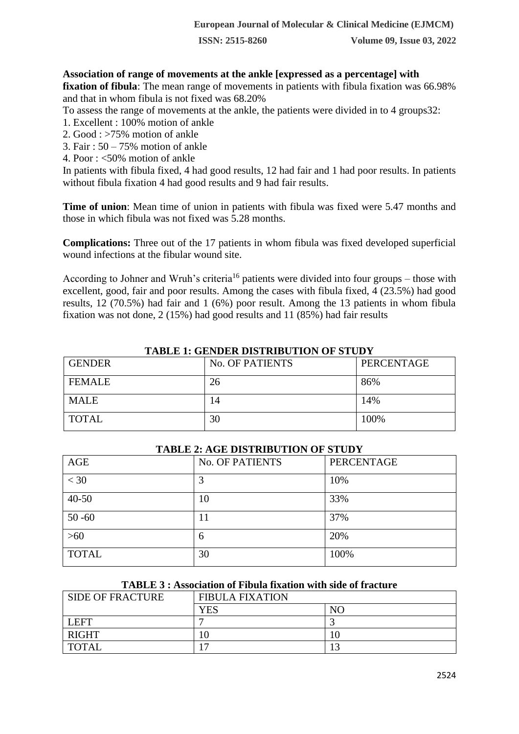**Association of range of movements at the ankle [expressed as a percentage] with fixation of fibula**: The mean range of movements in patients with fibula fixation was 66.98% and that in whom fibula is not fixed was 68.20%

To assess the range of movements at the ankle, the patients were divided in to 4 groups32:

1. Excellent : 100% motion of ankle
2. Good : >75% motion of ankle
3. Fair : 50 – 75% motion of ankle
4. Poor : <50% motion of ankle

In patients with fibula fixed, 4 had good results, 12 had fair and 1 had poor results. In patients without fibula fixation 4 had good results and 9 had fair results.

**Time of union**: Mean time of union in patients with fibula was fixed were 5.47 months and those in which fibula was not fixed was 5.28 months.

**Complications:** Three out of the 17 patients in whom fibula was fixed developed superficial wound infections at the fibular wound site.

According to Johner and Wruh's criteria[16] patients were divided into four groups – those with excellent, good, fair and poor results. Among the cases with fibula fixed, 4 (23.5%) had good results, 12 (70.5%) had fair and 1 (6%) poor result. Among the 13 patients in whom fibula fixation was not done, 2 (15%) had good results and 11 (85%) had fair results

**TABLE 1: GENDER DISTRIBUTION OF STUDY**

| GENDER | No. OF PATIENTS | PERCENTAGE |
|---|---|---|
| FEMALE | 26 | 86% |
| MALE | 14 | 14% |
| TOTAL | 30 | 100% |

**TABLE 2: AGE DISTRIBUTION OF STUDY**

| AGE | No. OF PATIENTS | PERCENTAGE |
|---|---|---|
| < 30 | 3 | 10% |
| 40-50 | 10 | 33% |
| 50 -60 | 11 | 37% |
| >60 | 6 | 20% |
| TOTAL | 30 | 100% |

**TABLE 3 : Association of Fibula fixation with side of fracture**

| SIDE OF FRACTURE | FIBULA FIXATION | |
|---|---|---|
| | YES | NO |
| LEFT | 7 | 3 |
| RIGHT | 10 | 10 |
| TOTAL | 17 | 13 |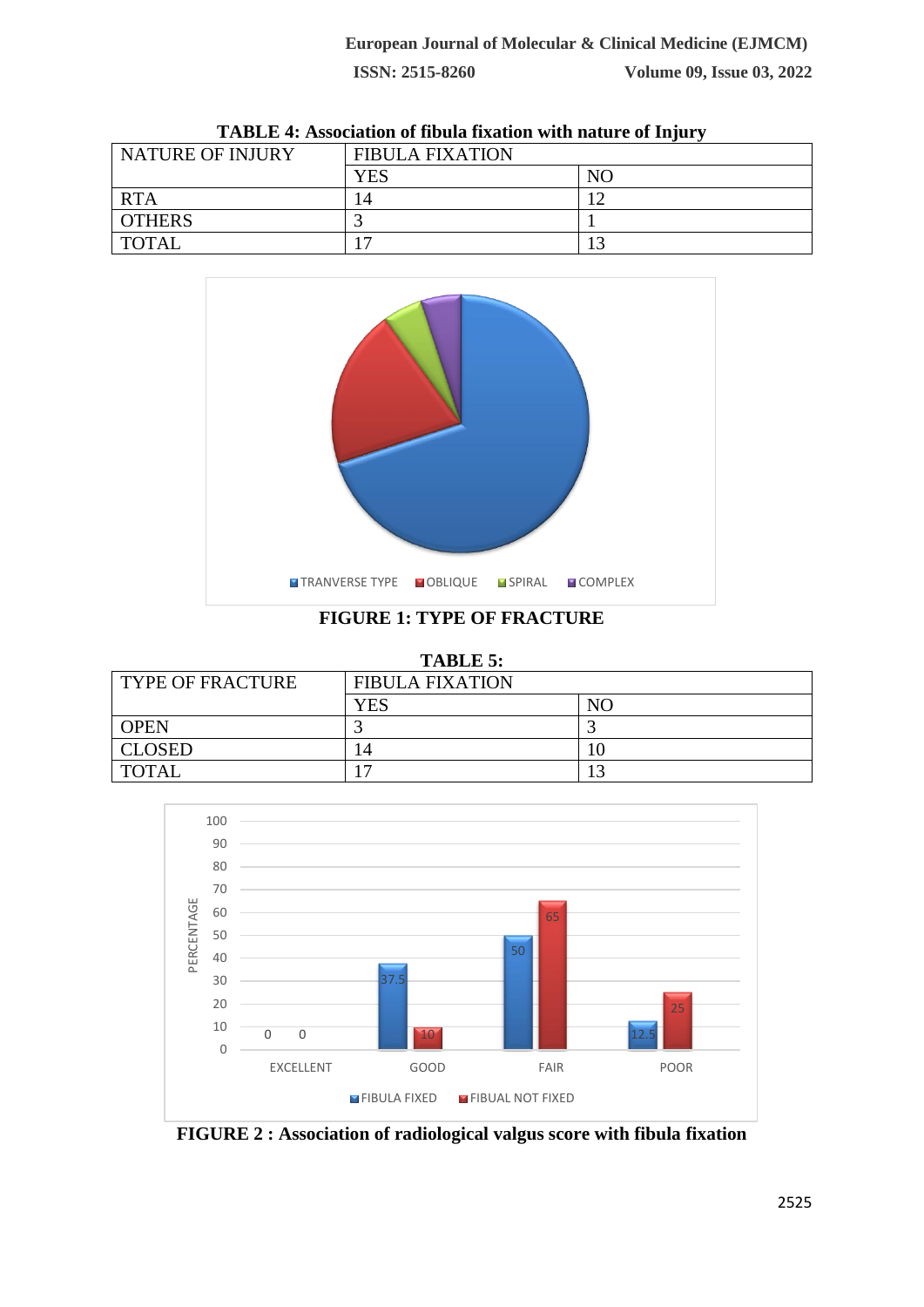**TABLE 4: Association of fibula fixation with nature of Injury**

| NATURE OF INJURY | FIBULA FIXATION | |
|---|---|---|
| | YES | NO |
| RTA | 14 | 12 |
| OTHERS | 3 | 1 |
| TOTAL | 17 | 13 |

**FIGURE 1: TYPE OF FRACTURE**

**TABLE 5:**

| TYPE OF FRACTURE | FIBULA FIXATION | |
|---|---|---|
| | YES | NO |
| OPEN | 3 | 3 |
| CLOSED | 14 | 10 |
| TOTAL | 17 | 13 |

**FIGURE 2 : Association of radiological valgus score with fibula fixation**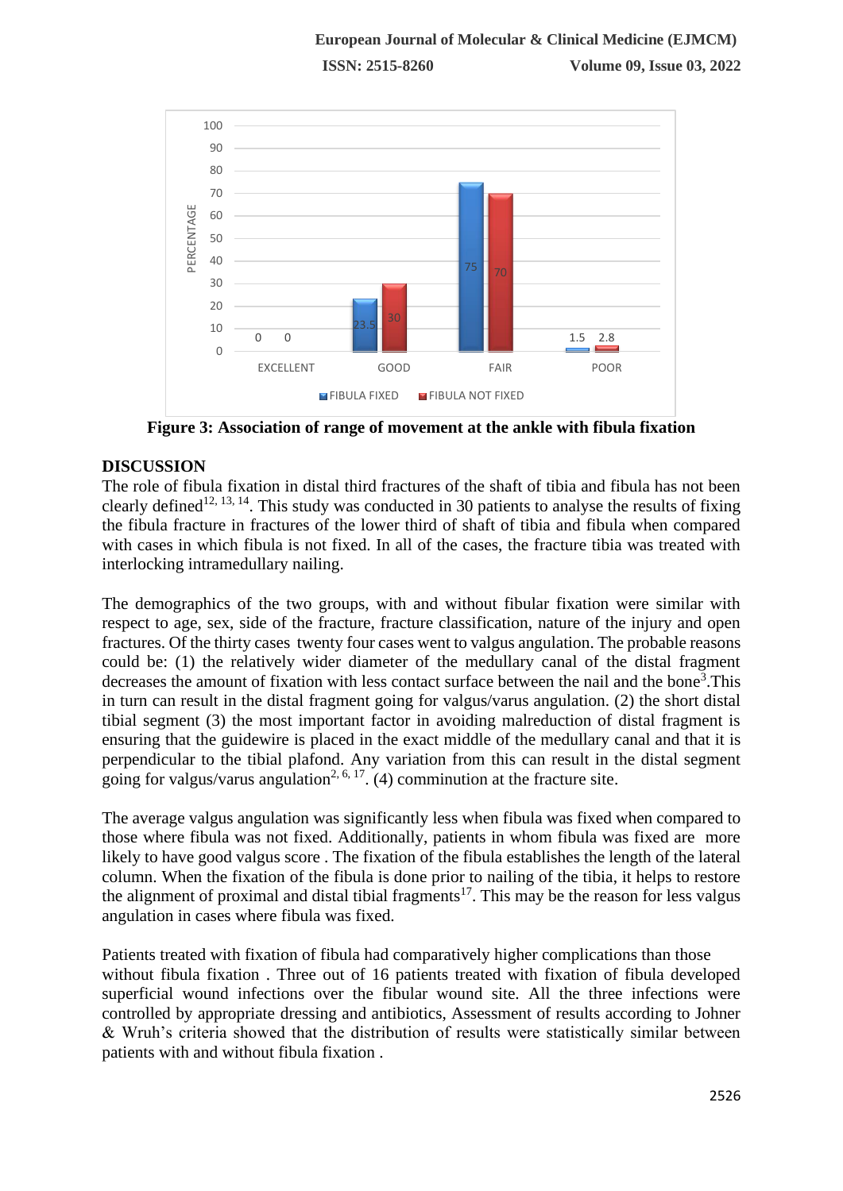Figure 3: Association of range of movement at the ankle with fibula fixation

## DISCUSSION

The role of fibula fixation in distal third fractures of the shaft of tibia and fibula has not been clearly defined[12, 13, 14]. This study was conducted in 30 patients to analyse the results of fixing the fibula fracture in fractures of the lower third of shaft of tibia and fibula when compared with cases in which fibula is not fixed. In all of the cases, the fracture tibia was treated with interlocking intramedullary nailing.

The demographics of the two groups, with and without fibular fixation were similar with respect to age, sex, side of the fracture, fracture classification, nature of the injury and open fractures. Of the thirty cases twenty four cases went to valgus angulation. The probable reasons could be: (1) the relatively wider diameter of the medullary canal of the distal fragment decreases the amount of fixation with less contact surface between the nail and the bone[3].This in turn can result in the distal fragment going for valgus/varus angulation. (2) the short distal tibial segment (3) the most important factor in avoiding malreduction of distal fragment is ensuring that the guidewire is placed in the exact middle of the medullary canal and that it is perpendicular to the tibial plafond. Any variation from this can result in the distal segment going for valgus/varus angulation[2, 6, 17]. (4) comminution at the fracture site.

The average valgus angulation was significantly less when fibula was fixed when compared to those where fibula was not fixed. Additionally, patients in whom fibula was fixed are more likely to have good valgus score . The fixation of the fibula establishes the length of the lateral column. When the fixation of the fibula is done prior to nailing of the tibia, it helps to restore the alignment of proximal and distal tibial fragments[17]. This may be the reason for less valgus angulation in cases where fibula was fixed.

Patients treated with fixation of fibula had comparatively higher complications than those without fibula fixation . Three out of 16 patients treated with fixation of fibula developed superficial wound infections over the fibular wound site. All the three infections were controlled by appropriate dressing and antibiotics, Assessment of results according to Johner & Wruh's criteria showed that the distribution of results were statistically similar between patients with and without fibula fixation .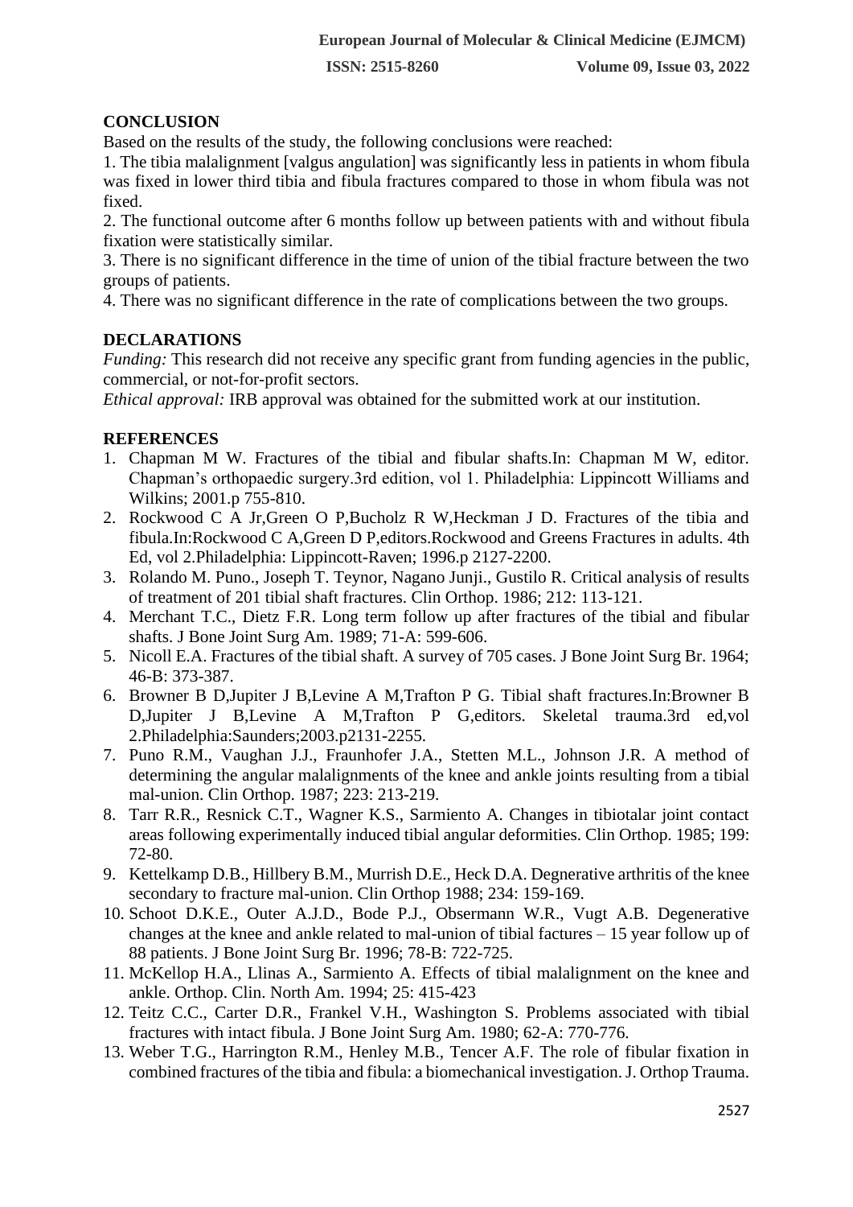## CONCLUSION

Based on the results of the study, the following conclusions were reached:

1. The tibia malalignment [valgus angulation] was significantly less in patients in whom fibula was fixed in lower third tibia and fibula fractures compared to those in whom fibula was not fixed.
2. The functional outcome after 6 months follow up between patients with and without fibula fixation were statistically similar.
3. There is no significant difference in the time of union of the tibial fracture between the two groups of patients.
4. There was no significant difference in the rate of complications between the two groups.

## DECLARATIONS

*Funding:* This research did not receive any specific grant from funding agencies in the public, commercial, or not-for-profit sectors.

*Ethical approval:* IRB approval was obtained for the submitted work at our institution.

## REFERENCES

1. Chapman M W. Fractures of the tibial and fibular shafts.In: Chapman M W, editor. Chapman's orthopaedic surgery.3rd edition, vol 1. Philadelphia: Lippincott Williams and Wilkins; 2001.p 755-810.
2. Rockwood C A Jr,Green O P,Bucholz R W,Heckman J D. Fractures of the tibia and fibula.In:Rockwood C A,Green D P,editors.Rockwood and Greens Fractures in adults. 4th Ed, vol 2.Philadelphia: Lippincott-Raven; 1996.p 2127-2200.
3. Rolando M. Puno., Joseph T. Teynor, Nagano Junji., Gustilo R. Critical analysis of results of treatment of 201 tibial shaft fractures. Clin Orthop. 1986; 212: 113-121.
4. Merchant T.C., Dietz F.R. Long term follow up after fractures of the tibial and fibular shafts. J Bone Joint Surg Am. 1989; 71-A: 599-606.
5. Nicoll E.A. Fractures of the tibial shaft. A survey of 705 cases. J Bone Joint Surg Br. 1964; 46-B: 373-387.
6. Browner B D,Jupiter J B,Levine A M,Trafton P G. Tibial shaft fractures.In:Browner B D,Jupiter J B,Levine A M,Trafton P G,editors. Skeletal trauma.3rd ed,vol 2.Philadelphia:Saunders;2003.p2131-2255.
7. Puno R.M., Vaughan J.J., Fraunhofer J.A., Stetten M.L., Johnson J.R. A method of determining the angular malalignments of the knee and ankle joints resulting from a tibial mal-union. Clin Orthop. 1987; 223: 213-219.
8. Tarr R.R., Resnick C.T., Wagner K.S., Sarmiento A. Changes in tibiotalar joint contact areas following experimentally induced tibial angular deformities. Clin Orthop. 1985; 199: 72-80.
9. Kettelkamp D.B., Hillbery B.M., Murrish D.E., Heck D.A. Degnerative arthritis of the knee secondary to fracture mal-union. Clin Orthop 1988; 234: 159-169.
10. Schoot D.K.E., Outer A.J.D., Bode P.J., Obsermann W.R., Vugt A.B. Degenerative changes at the knee and ankle related to mal-union of tibial factures – 15 year follow up of 88 patients. J Bone Joint Surg Br. 1996; 78-B: 722-725.
11. McKellop H.A., Llinas A., Sarmiento A. Effects of tibial malalignment on the knee and ankle. Orthop. Clin. North Am. 1994; 25: 415-423
12. Teitz C.C., Carter D.R., Frankel V.H., Washington S. Problems associated with tibial fractures with intact fibula. J Bone Joint Surg Am. 1980; 62-A: 770-776.
13. Weber T.G., Harrington R.M., Henley M.B., Tencer A.F. The role of fibular fixation in combined fractures of the tibia and fibula: a biomechanical investigation. J. Orthop Trauma.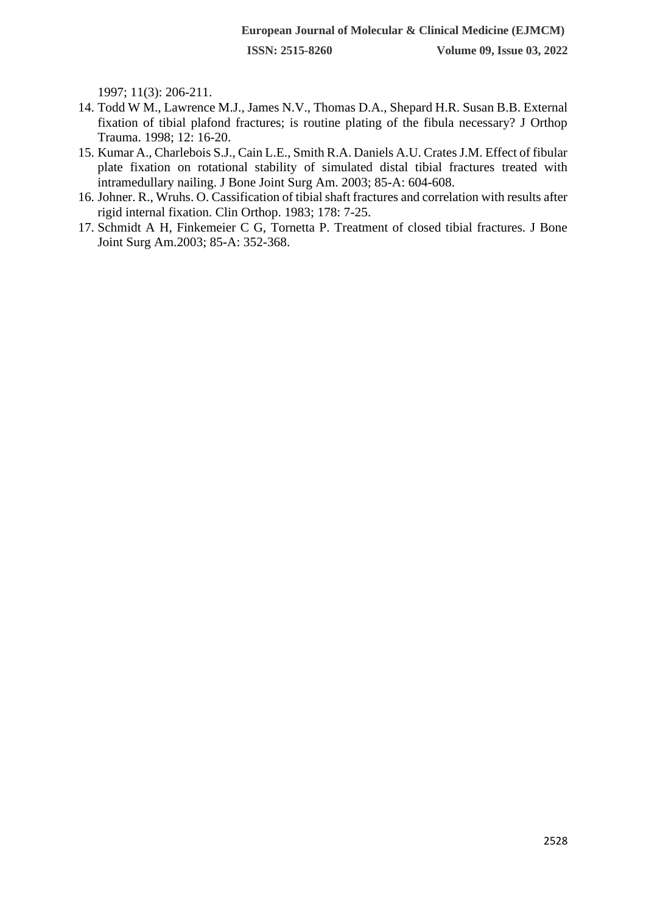1997; 11(3): 206-211.

14. Todd W M., Lawrence M.J., James N.V., Thomas D.A., Shepard H.R. Susan B.B. External fixation of tibial plafond fractures; is routine plating of the fibula necessary? J Orthop Trauma. 1998; 12: 16-20.
15. Kumar A., Charlebois S.J., Cain L.E., Smith R.A. Daniels A.U. Crates J.M. Effect of fibular plate fixation on rotational stability of simulated distal tibial fractures treated with intramedullary nailing. J Bone Joint Surg Am. 2003; 85-A: 604-608.
16. Johner. R., Wruhs. O. Cassification of tibial shaft fractures and correlation with results after rigid internal fixation. Clin Orthop. 1983; 178: 7-25.
17. Schmidt A H, Finkemeier C G, Tornetta P. Treatment of closed tibial fractures. J Bone Joint Surg Am.2003; 85-A: 352-368.